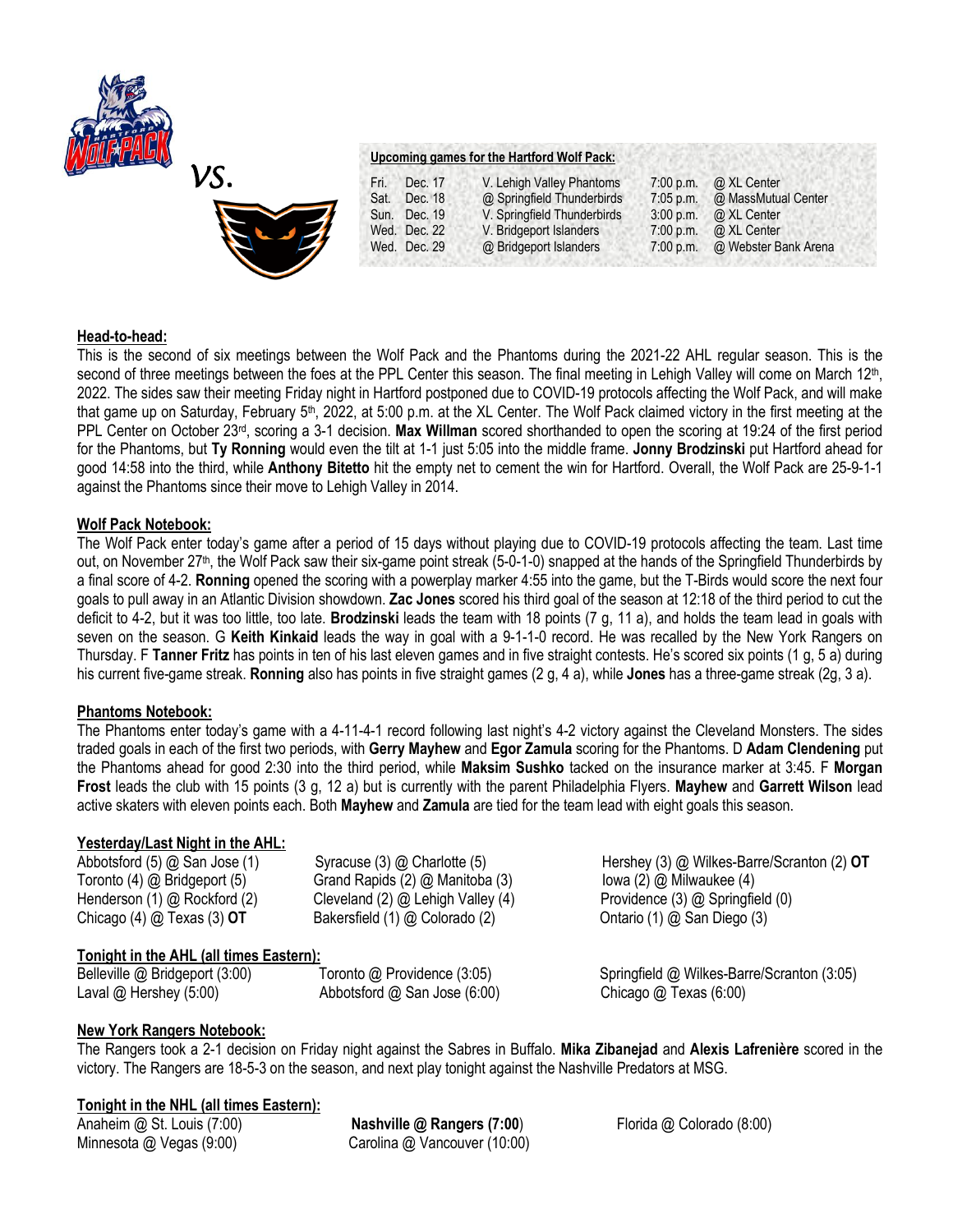vs.

**Upcoming games for the Hartford Wolf Pack:**

| | | | | |
|---|---|---|---|---|
| Fri. | Dec. 17 | V. Lehigh Valley Phantoms | 7:00 p.m. | @ XL Center |
| Sat. | Dec. 18 | @ Springfield Thunderbirds | 7:05 p.m. | @ MassMutual Center |
| Sun. | Dec. 19 | V. Springfield Thunderbirds | 3:00 p.m. | @ XL Center |
| Wed. | Dec. 22 | V. Bridgeport Islanders | 7:00 p.m. | @ XL Center |
| Wed. | Dec. 29 | @ Bridgeport Islanders | 7:00 p.m. | @ Webster Bank Arena |

**Head-to-head:**

This is the second of six meetings between the Wolf Pack and the Phantoms during the 2021-22 AHL regular season. This is the second of three meetings between the foes at the PPL Center this season. The final meeting in Lehigh Valley will come on March 12th, 2022. The sides saw their meeting Friday night in Hartford postponed due to COVID-19 protocols affecting the Wolf Pack, and will make that game up on Saturday, February 5th, 2022, at 5:00 p.m. at the XL Center. The Wolf Pack claimed victory in the first meeting at the PPL Center on October 23rd, scoring a 3-1 decision. **Max Willman** scored shorthanded to open the scoring at 19:24 of the first period for the Phantoms, but **Ty Ronning** would even the tilt at 1-1 just 5:05 into the middle frame. **Jonny Brodzinski** put Hartford ahead for good 14:58 into the third, while **Anthony Bitetto** hit the empty net to cement the win for Hartford. Overall, the Wolf Pack are 25-9-1-1 against the Phantoms since their move to Lehigh Valley in 2014.

**Wolf Pack Notebook:**

The Wolf Pack enter today's game after a period of 15 days without playing due to COVID-19 protocols affecting the team. Last time out, on November 27th, the Wolf Pack saw their six-game point streak (5-0-1-0) snapped at the hands of the Springfield Thunderbirds by a final score of 4-2. **Ronning** opened the scoring with a powerplay marker 4:55 into the game, but the T-Birds would score the next four goals to pull away in an Atlantic Division showdown. **Zac Jones** scored his third goal of the season at 12:18 of the third period to cut the deficit to 4-2, but it was too little, too late. **Brodzinski** leads the team with 18 points (7 g, 11 a), and holds the team lead in goals with seven on the season. G **Keith Kinkaid** leads the way in goal with a 9-1-1-0 record. He was recalled by the New York Rangers on Thursday. F **Tanner Fritz** has points in ten of his last eleven games and in five straight contests. He's scored six points (1 g, 5 a) during his current five-game streak. **Ronning** also has points in five straight games (2 g, 4 a), while **Jones** has a three-game streak (2g, 3 a).

**Phantoms Notebook:**

The Phantoms enter today's game with a 4-11-4-1 record following last night's 4-2 victory against the Cleveland Monsters. The sides traded goals in each of the first two periods, with **Gerry Mayhew** and **Egor Zamula** scoring for the Phantoms. D **Adam Clendening** put the Phantoms ahead for good 2:30 into the third period, while **Maksim Sushko** tacked on the insurance marker at 3:45. F **Morgan Frost** leads the club with 15 points (3 g, 12 a) but is currently with the parent Philadelphia Flyers. **Mayhew** and **Garrett Wilson** lead active skaters with eleven points each. Both **Mayhew** and **Zamula** are tied for the team lead with eight goals this season.

**Yesterday/Last Night in the AHL:**

| | | |
|---|---|---|
| Abbotsford (5) @ San Jose (1) | Syracuse (3) @ Charlotte (5) | Hershey (3) @ Wilkes-Barre/Scranton (2) **OT** |
| Toronto (4) @ Bridgeport (5) | Grand Rapids (2) @ Manitoba (3) | Iowa (2) @ Milwaukee (4) |
| Henderson (1) @ Rockford (2) | Cleveland (2) @ Lehigh Valley (4) | Providence (3) @ Springfield (0) |
| Chicago (4) @ Texas (3) **OT** | Bakersfield (1) @ Colorado (2) | Ontario (1) @ San Diego (3) |

**Tonight in the AHL (all times Eastern):**

| | | |
|---|---|---|
| Belleville @ Bridgeport (3:00) | Toronto @ Providence (3:05) | Springfield @ Wilkes-Barre/Scranton (3:05) |
| Laval @ Hershey (5:00) | Abbotsford @ San Jose (6:00) | Chicago @ Texas (6:00) |

**New York Rangers Notebook:**

The Rangers took a 2-1 decision on Friday night against the Sabres in Buffalo. **Mika Zibanejad** and **Alexis Lafrenière** scored in the victory. The Rangers are 18-5-3 on the season, and next play tonight against the Nashville Predators at MSG.

**Tonight in the NHL (all times Eastern):**

| | | |
|---|---|---|
| Anaheim @ St. Louis (7:00) | **Nashville @ Rangers (7:00)** | Florida @ Colorado (8:00) |
| Minnesota @ Vegas (9:00) | Carolina @ Vancouver (10:00) | |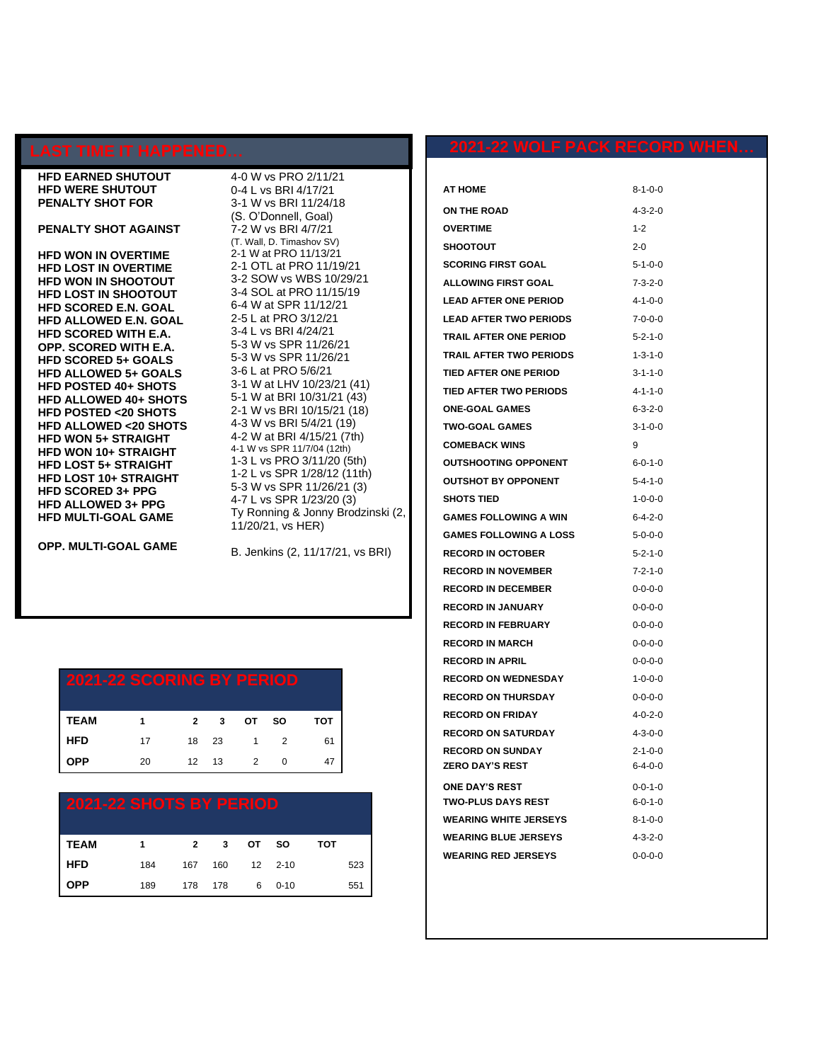## LAST TIME IT HAPPENED…

| | |
|---|---|
| **HFD EARNED SHUTOUT** | 4-0 W vs PRO 2/11/21 |
| **HFD WERE SHUTOUT** | 0-4 L vs BRI 4/17/21 |
| **PENALTY SHOT FOR** | 3-1 W vs BRI 11/24/18 (S. O'Donnell, Goal) |
| **PENALTY SHOT AGAINST** | 7-2 W vs BRI 4/7/21 (T. Wall, D. Timashov SV) |
| **HFD WON IN OVERTIME** | 2-1 W at PRO 11/13/21 |
| **HFD LOST IN OVERTIME** | 2-1 OTL at PRO 11/19/21 |
| **HFD WON IN SHOOTOUT** | 3-2 SOW vs WBS 10/29/21 |
| **HFD LOST IN SHOOTOUT** | 3-4 SOL at PRO 11/15/19 |
| **HFD SCORED E.N. GOAL** | 6-4 W at SPR 11/12/21 |
| **HFD ALLOWED E.N. GOAL** | 2-5 L at PRO 3/12/21 |
| **HFD SCORED WITH E.A.** | 3-4 L vs BRI 4/24/21 |
| **OPP. SCORED WITH E.A.** | 5-3 W vs SPR 11/26/21 |
| **HFD SCORED 5+ GOALS** | 5-3 W vs SPR 11/26/21 |
| **HFD ALLOWED 5+ GOALS** | 3-6 L at PRO 5/6/21 |
| **HFD POSTED 40+ SHOTS** | 3-1 W at LHV 10/23/21 (41) |
| **HFD ALLOWED 40+ SHOTS** | 5-1 W at BRI 10/31/21 (43) |
| **HFD POSTED <20 SHOTS** | 2-1 W vs BRI 10/15/21 (18) |
| **HFD ALLOWED <20 SHOTS** | 4-3 W vs BRI 5/4/21 (19) |
| **HFD WON 5+ STRAIGHT** | 4-2 W at BRI 4/15/21 (7th) |
| **HFD WON 10+ STRAIGHT** | 4-1 W vs SPR 11/7/04 (12th) |
| **HFD LOST 5+ STRAIGHT** | 1-3 L vs PRO 3/11/20 (5th) |
| **HFD LOST 10+ STRAIGHT** | 1-2 L vs SPR 1/28/12 (11th) |
| **HFD SCORED 3+ PPG** | 5-3 W vs SPR 11/26/21 (3) |
| **HFD ALLOWED 3+ PPG** | 4-7 L vs SPR 1/23/20 (3) |
| **HFD MULTI-GOAL GAME** | Ty Ronning & Jonny Brodzinski (2, 11/20/21, vs HER) |
| **OPP. MULTI-GOAL GAME** | B. Jenkins (2, 11/17/21, vs BRI) |

## 2021-22 SCORING BY PERIOD

| TEAM | 1 | 2 | 3 | OT | SO | TOT |
|---|---|---|---|---|---|---|
| HFD | 17 | 18 | 23 | 1 | 2 | 61 |
| OPP | 20 | 12 | 13 | 2 | 0 | 47 |

## 2021-22 SHOTS BY PERIOD

| TEAM | 1 | 2 | 3 | OT | SO | TOT |
|---|---|---|---|---|---|---|
| HFD | 184 | 167 | 160 | 12 | 2-10 | 523 |
| OPP | 189 | 178 | 178 | 6 | 0-10 | 551 |

## 2021-22 WOLF PACK RECORD WHEN…

| | |
|---|---|
| **AT HOME** | 8-1-0-0 |
| **ON THE ROAD** | 4-3-2-0 |
| **OVERTIME** | 1-2 |
| **SHOOTOUT** | 2-0 |
| **SCORING FIRST GOAL** | 5-1-0-0 |
| **ALLOWING FIRST GOAL** | 7-3-2-0 |
| **LEAD AFTER ONE PERIOD** | 4-1-0-0 |
| **LEAD AFTER TWO PERIODS** | 7-0-0-0 |
| **TRAIL AFTER ONE PERIOD** | 5-2-1-0 |
| **TRAIL AFTER TWO PERIODS** | 1-3-1-0 |
| **TIED AFTER ONE PERIOD** | 3-1-1-0 |
| **TIED AFTER TWO PERIODS** | 4-1-1-0 |
| **ONE-GOAL GAMES** | 6-3-2-0 |
| **TWO-GOAL GAMES** | 3-1-0-0 |
| **COMEBACK WINS** | 9 |
| **OUTSHOOTING OPPONENT** | 6-0-1-0 |
| **OUTSHOT BY OPPONENT** | 5-4-1-0 |
| **SHOTS TIED** | 1-0-0-0 |
| **GAMES FOLLOWING A WIN** | 6-4-2-0 |
| **GAMES FOLLOWING A LOSS** | 5-0-0-0 |
| **RECORD IN OCTOBER** | 5-2-1-0 |
| **RECORD IN NOVEMBER** | 7-2-1-0 |
| **RECORD IN DECEMBER** | 0-0-0-0 |
| **RECORD IN JANUARY** | 0-0-0-0 |
| **RECORD IN FEBRUARY** | 0-0-0-0 |
| **RECORD IN MARCH** | 0-0-0-0 |
| **RECORD IN APRIL** | 0-0-0-0 |
| **RECORD ON WEDNESDAY** | 1-0-0-0 |
| **RECORD ON THURSDAY** | 0-0-0-0 |
| **RECORD ON FRIDAY** | 4-0-2-0 |
| **RECORD ON SATURDAY** | 4-3-0-0 |
| **RECORD ON SUNDAY** | 2-1-0-0 |
| **ZERO DAY'S REST** | 6-4-0-0 |
| **ONE DAY'S REST** | 0-0-1-0 |
| **TWO-PLUS DAYS REST** | 6-0-1-0 |
| **WEARING WHITE JERSEYS** | 8-1-0-0 |
| **WEARING BLUE JERSEYS** | 4-3-2-0 |
| **WEARING RED JERSEYS** | 0-0-0-0 |